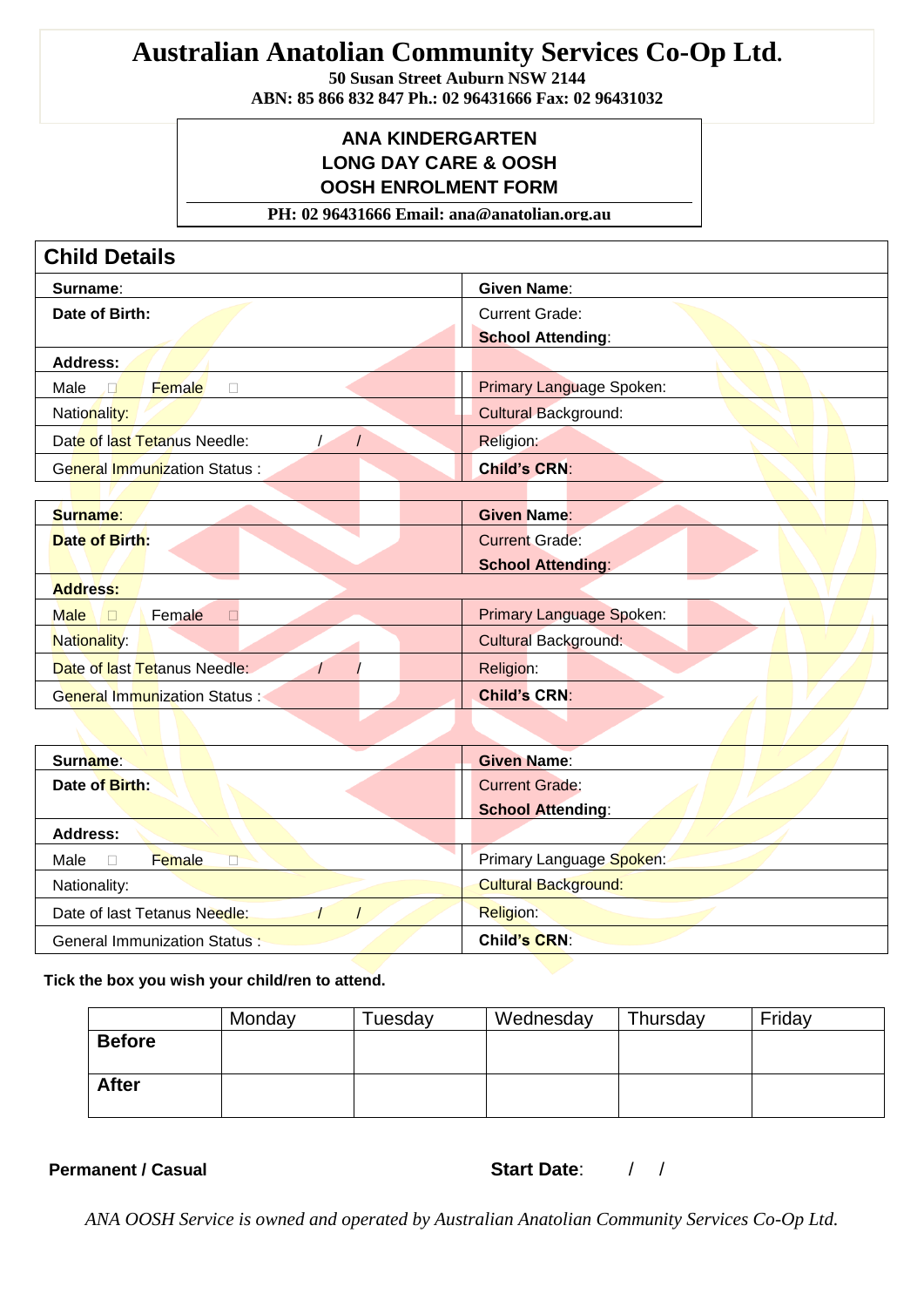# Australian Anatolian Community Services Co-Op Ltd.

**50 Susan Street Auburn NSW 2144**
**ABN: 85 866 832 847 Ph.: 02 96431666 Fax: 02 96431032**

## ANA KINDERGARTEN
## LONG DAY CARE & OOSH
## OOSH ENROLMENT FORM

**PH: 02 96431666 Email: ana@anatolian.org.au**

## Child Details

| | |
|---|---|
| **Surname**: | **Given Name**: |
| **Date of Birth:** | Current Grade:<br>**School Attending**: |
| **Address:** | |
| Male ☐ Female ☐ | Primary Language Spoken: |
| Nationality: | Cultural Background: |
| Date of last Tetanus Needle: / / | Religion: |
| General Immunization Status : | **Child's CRN**: |

| | |
|---|---|
| **Surname**: | **Given Name**: |
| **Date of Birth:** | Current Grade:<br>**School Attending**: |
| **Address:** | |
| Male ☐ Female ☐ | Primary Language Spoken: |
| Nationality: | Cultural Background: |
| Date of last Tetanus Needle: / / | Religion: |
| General Immunization Status : | **Child's CRN**: |

| | |
|---|---|
| **Surname**: | **Given Name**: |
| **Date of Birth:** | Current Grade:<br>**School Attending**: |
| **Address:** | |
| Male ☐ Female ☐ | Primary Language Spoken: |
| Nationality: | Cultural Background: |
| Date of last Tetanus Needle: / / | Religion: |
| General Immunization Status : | **Child's CRN**: |

**Tick the box you wish your child/ren to attend.**

| | Monday | Tuesday | Wednesday | Thursday | Friday |
|---|---|---|---|---|---|
| **Before** | | | | | |
| **After** | | | | | |

**Permanent / Casual** **Start Date**: / /

*ANA OOSH Service is owned and operated by Australian Anatolian Community Services Co-Op Ltd.*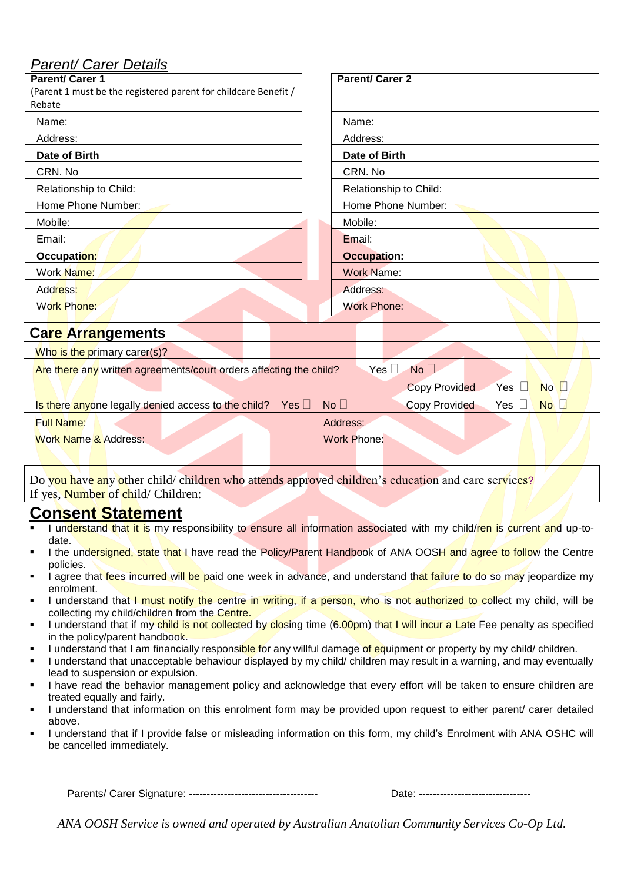## *Parent/ Carer Details*

| **Parent/ Carer 1** (Parent 1 must be the registered parent for childcare Benefit / Rebate | **Parent/ Carer 2** |
|---|---|
| Name: | Name: |
| Address: | Address: |
| **Date of Birth** | **Date of Birth** |
| CRN. No | CRN. No |
| Relationship to Child: | Relationship to Child: |
| Home Phone Number: | Home Phone Number: |
| Mobile: | Mobile: |
| Email: | Email: |
| **Occupation:** | **Occupation:** |
| Work Name: | Work Name: |
| Address: | Address: |
| Work Phone: | Work Phone: |

## Care Arrangements

| | |
|---|---|
| Who is the primary carer(s)? | |
| Are there any written agreements/court orders affecting the child? Yes ☐ No ☐ | Copy Provided Yes ☐ No ☐ |
| Is there anyone legally denied access to the child? Yes ☐ No ☐ | Copy Provided Yes ☐ No ☐ |
| Full Name: | Address: |
| Work Name & Address: | Work Phone: |
| | |

Do you have any other child/ children who attends approved children's education and care services?
If yes, Number of child/ Children:

## Consent Statement

- I understand that it is my responsibility to ensure all information associated with my child/ren is current and up-to-date.
- I the undersigned, state that I have read the Policy/Parent Handbook of ANA OOSH and agree to follow the Centre policies.
- I agree that fees incurred will be paid one week in advance, and understand that failure to do so may jeopardize my enrolment.
- I understand that I must notify the centre in writing, if a person, who is not authorized to collect my child, will be collecting my child/children from the Centre.
- I understand that if my child is not collected by closing time (6.00pm) that I will incur a Late Fee penalty as specified in the policy/parent handbook.
- I understand that I am financially responsible for any willful damage of equipment or property by my child/ children.
- I understand that unacceptable behaviour displayed by my child/ children may result in a warning, and may eventually lead to suspension or expulsion.
- I have read the behavior management policy and acknowledge that every effort will be taken to ensure children are treated equally and fairly.
- I understand that information on this enrolment form may be provided upon request to either parent/ carer detailed above.
- I understand that if I provide false or misleading information on this form, my child's Enrolment with ANA OSHC will be cancelled immediately.

Parents/ Carer Signature: ------------------------------------- Date: --------------------------------

*ANA OOSH Service is owned and operated by Australian Anatolian Community Services Co-Op Ltd.*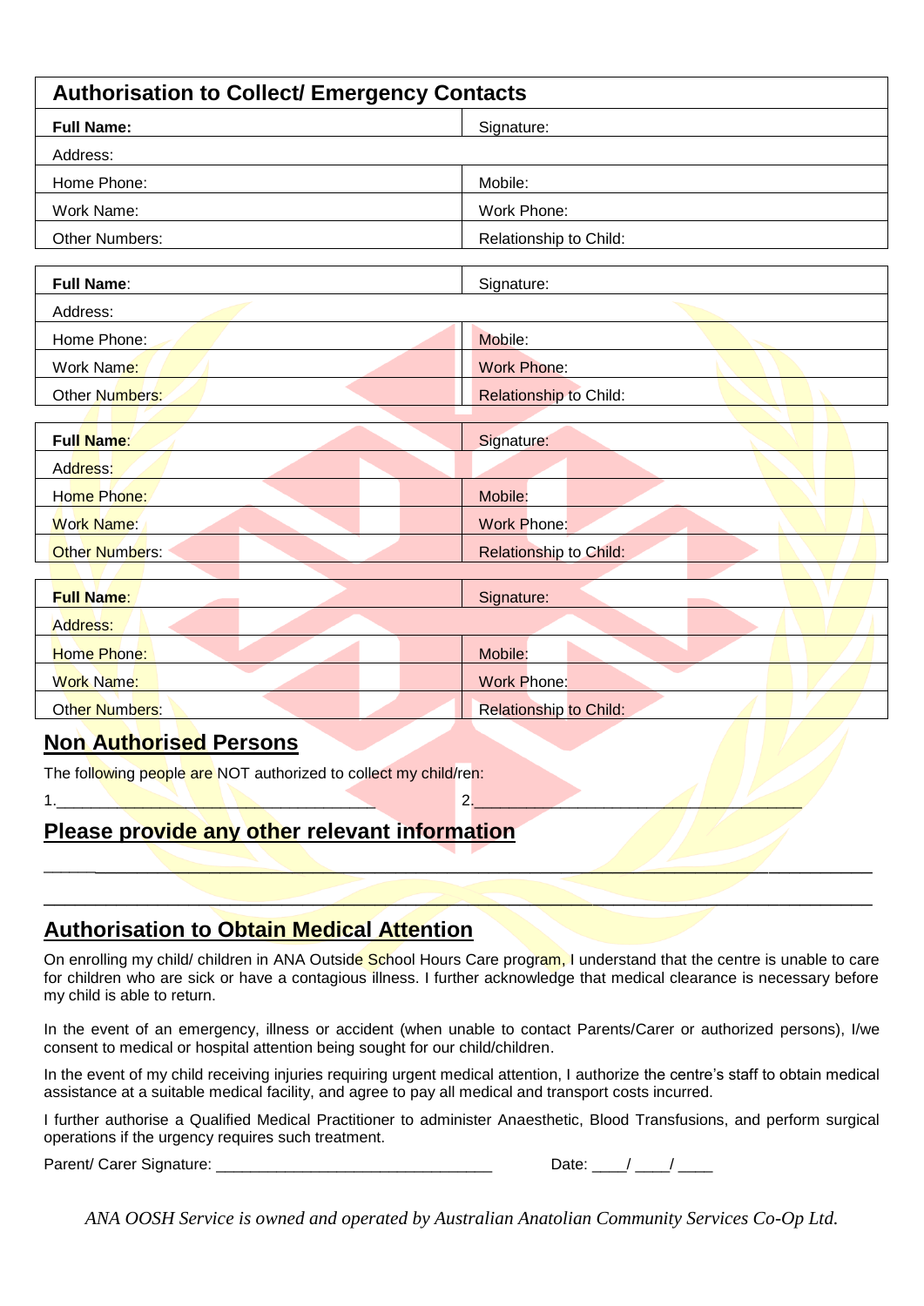## Authorisation to Collect/ Emergency Contacts

| **Full Name:** | Signature: |
|---|---|
| Address: | |
| Home Phone: | Mobile: |
| Work Name: | Work Phone: |
| Other Numbers: | Relationship to Child: |

| **Full Name**: | Signature: |
|---|---|
| Address: | |
| Home Phone: | Mobile: |
| Work Name: | Work Phone: |
| Other Numbers: | Relationship to Child: |

| **Full Name**: | Signature: |
|---|---|
| Address: | |
| Home Phone: | Mobile: |
| Work Name: | Work Phone: |
| Other Numbers: | Relationship to Child: |

| **Full Name**: | Signature: |
|---|---|
| Address: | |
| Home Phone: | Mobile: |
| Work Name: | Work Phone: |
| Other Numbers: | Relationship to Child: |

## Non Authorised Persons

The following people are NOT authorized to collect my child/ren:

1.______________________________________ 2.______________________________________

## Please provide any other relevant information

______________________________________________________________________________

______________________________________________________________________________

## Authorisation to Obtain Medical Attention

On enrolling my child/ children in ANA Outside School Hours Care program, I understand that the centre is unable to care for children who are sick or have a contagious illness. I further acknowledge that medical clearance is necessary before my child is able to return.

In the event of an emergency, illness or accident (when unable to contact Parents/Carer or authorized persons), I/we consent to medical or hospital attention being sought for our child/children.

In the event of my child receiving injuries requiring urgent medical attention, I authorize the centre's staff to obtain medical assistance at a suitable medical facility, and agree to pay all medical and transport costs incurred.

I further authorise a Qualified Medical Practitioner to administer Anaesthetic, Blood Transfusions, and perform surgical operations if the urgency requires such treatment.

Parent/ Carer Signature: ________________________________ Date: ____/ ____/ ____

*ANA OOSH Service is owned and operated by Australian Anatolian Community Services Co-Op Ltd.*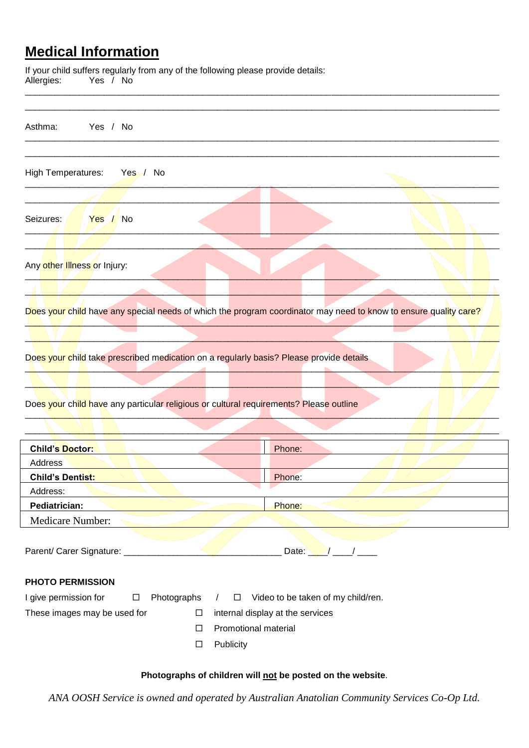## Medical Information

If your child suffers regularly from any of the following please provide details:

Allergies: Yes / No

______________________________________________________________________________

______________________________________________________________________________

Asthma: Yes / No

______________________________________________________________________________

______________________________________________________________________________

High Temperatures: Yes / No

______________________________________________________________________________

______________________________________________________________________________

Seizures: Yes / No

______________________________________________________________________________

______________________________________________________________________________

Any other Illness or Injury:

______________________________________________________________________________

______________________________________________________________________________

Does your child have any special needs of which the program coordinator may need to know to ensure quality care?

______________________________________________________________________________

______________________________________________________________________________

Does your child take prescribed medication on a regularly basis? Please provide details

______________________________________________________________________________

______________________________________________________________________________

Does your child have any particular religious or cultural requirements? Please outline

______________________________________________________________________________

______________________________________________________________________________

| **Child's Doctor:** | Phone: |
|---|---|
| Address | |
| **Child's Dentist:** | Phone: |
| Address: | |
| **Pediatrician:** | Phone: |
| Medicare Number: | |

Parent/ Carer Signature: ________________________________ Date: ____/ ____/ ____

**PHOTO PERMISSION**

I give permission for ☐ Photographs / ☐ Video to be taken of my child/ren.

These images may be used for
- ☐ internal display at the services
- ☐ Promotional material
- ☐ Publicity

**Photographs of children will <u>not</u> be posted on the website**.

*ANA OOSH Service is owned and operated by Australian Anatolian Community Services Co-Op Ltd.*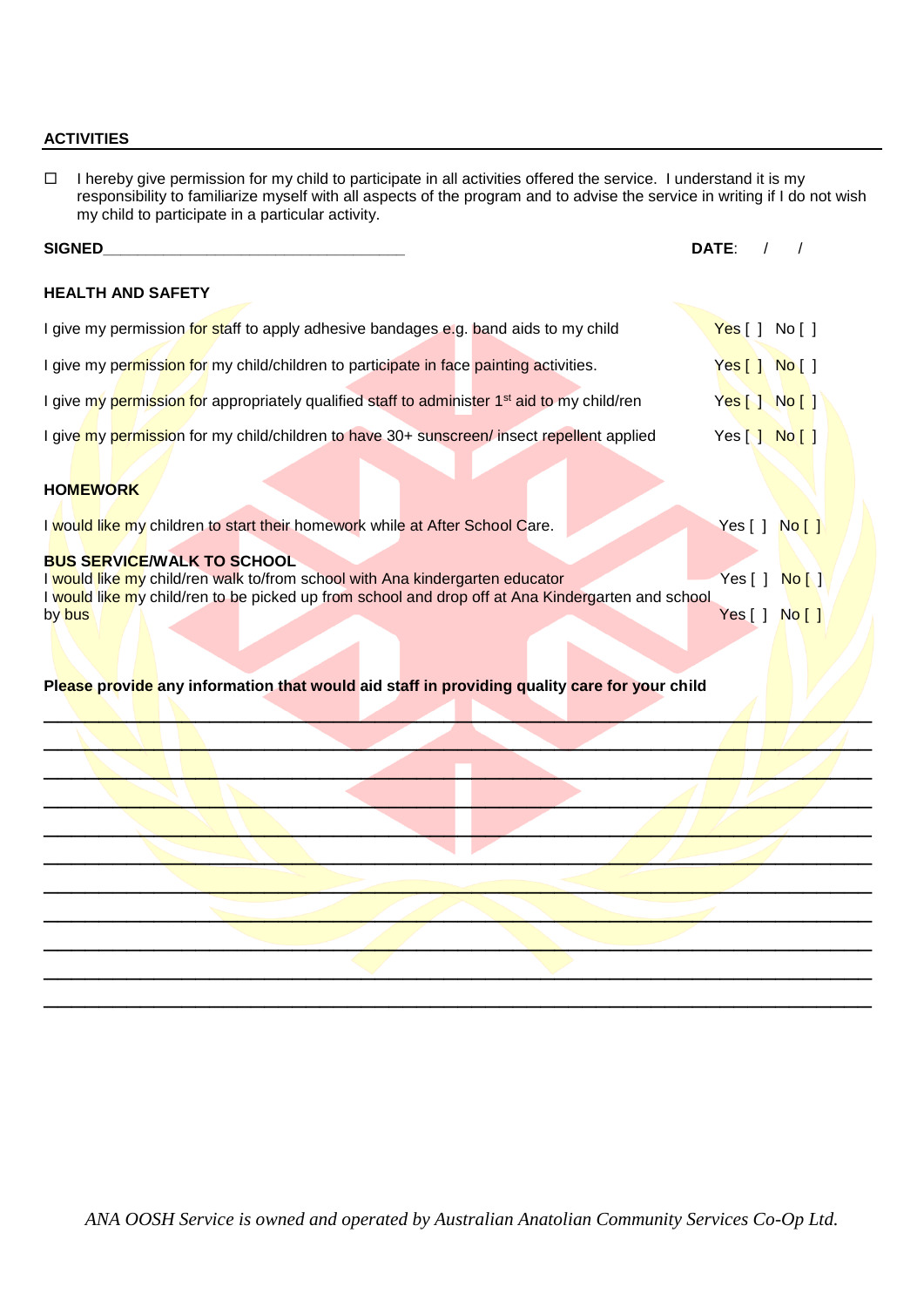## ACTIVITIES

☐ I hereby give permission for my child to participate in all activities offered the service. I understand it is my responsibility to familiarize myself with all aspects of the program and to advise the service in writing if I do not wish my child to participate in a particular activity.

**SIGNED**___________________________________ **DATE**: / /

## HEALTH AND SAFETY

I give my permission for staff to apply adhesive bandages e.g. band aids to my child Yes [ ] No [ ]

I give my permission for my child/children to participate in face painting activities. Yes [ ] No [ ]

I give my permission for appropriately qualified staff to administer 1st aid to my child/ren Yes [ ] No [ ]

I give my permission for my child/children to have 30+ sunscreen/ insect repellent applied Yes [ ] No [ ]

## HOMEWORK

I would like my children to start their homework while at After School Care. Yes [ ] No [ ]

## BUS SERVICE/WALK TO SCHOOL

I would like my child/ren walk to/from school with Ana kindergarten educator Yes [ ] No [ ]

I would like my child/ren to be picked up from school and drop off at Ana Kindergarten and school by bus Yes [ ] No [ ]

**Please provide any information that would aid staff in providing quality care for your child**

_____________________________________________________________________________

_____________________________________________________________________________

_____________________________________________________________________________

_____________________________________________________________________________

_____________________________________________________________________________

_____________________________________________________________________________

_____________________________________________________________________________

_____________________________________________________________________________

_____________________________________________________________________________

_____________________________________________________________________________

_____________________________________________________________________________

*ANA OOSH Service is owned and operated by Australian Anatolian Community Services Co-Op Ltd.*